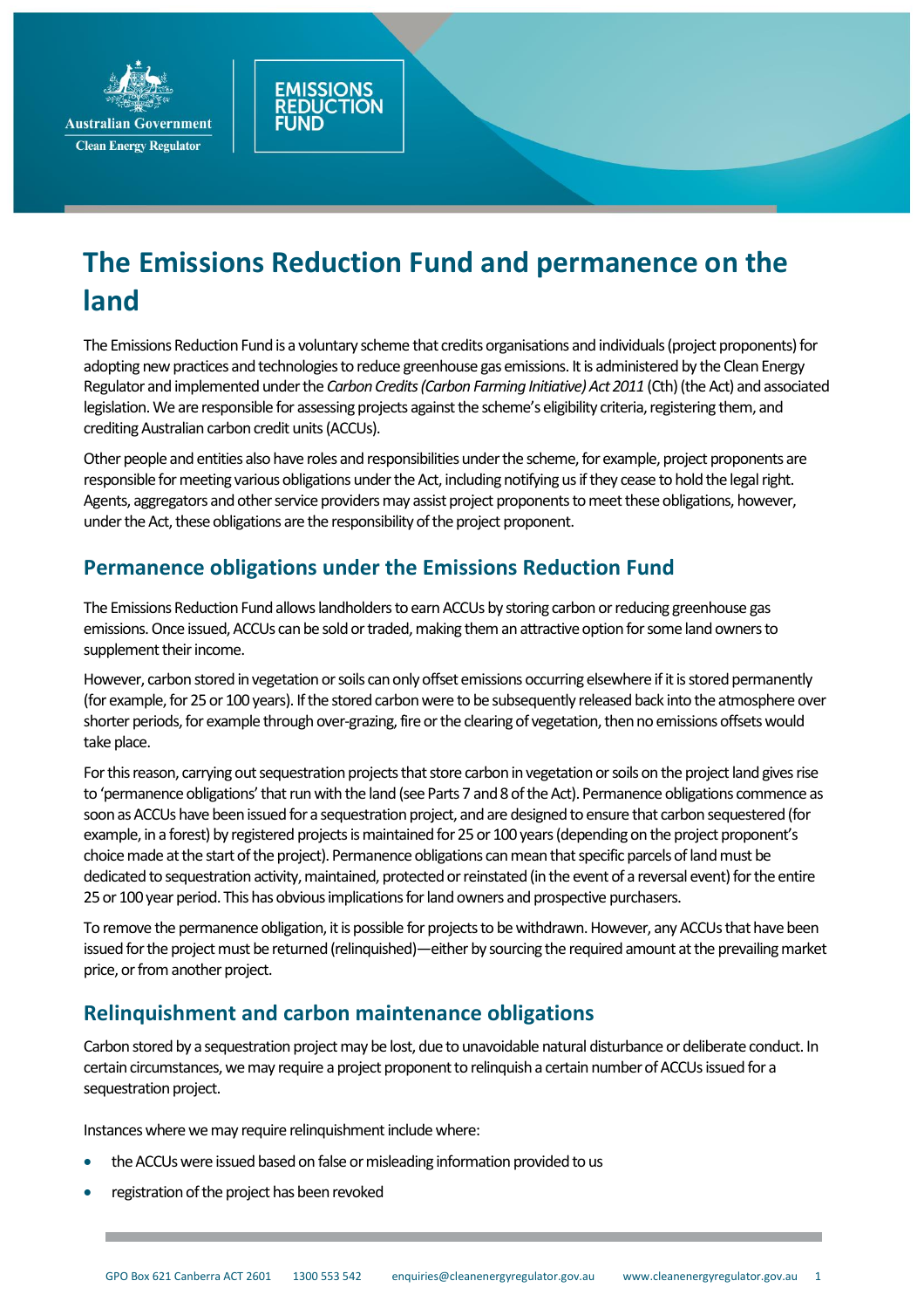# The Emissions Reduction Fund and permanence on the land

The Emissions Reduction Fund is a voluntary scheme that credits organisations and individuals (project proponents) for adopting new practices and technologies to reduce greenhouse gas emissions. It is administered by the Clean Energy Regulator and implemented under the *Carbon Credits (Carbon Farming Initiative) Act 2011* (Cth) (the Act) and associated legislation. We are responsible for assessing projects against the scheme's eligibility criteria, registering them, and crediting Australian carbon credit units (ACCUs).

Other people and entities also have roles and responsibilities under the scheme, for example, project proponents are responsible for meeting various obligations under the Act, including notifying us if they cease to hold the legal right. Agents, aggregators and other service providers may assist project proponents to meet these obligations, however, under the Act, these obligations are the responsibility of the project proponent.

## Permanence obligations under the Emissions Reduction Fund

The Emissions Reduction Fund allows landholders to earn ACCUs by storing carbon or reducing greenhouse gas emissions. Once issued, ACCUs can be sold or traded, making them an attractive option for some land owners to supplement their income.

However, carbon stored in vegetation or soils can only offset emissions occurring elsewhere if it is stored permanently (for example, for 25 or 100 years). If the stored carbon were to be subsequently released back into the atmosphere over shorter periods, for example through over-grazing, fire or the clearing of vegetation, then no emissions offsets would take place.

For this reason, carrying out sequestration projects that store carbon in vegetation or soils on the project land gives rise to 'permanence obligations' that run with the land (see Parts 7 and 8 of the Act). Permanence obligations commence as soon as ACCUs have been issued for a sequestration project, and are designed to ensure that carbon sequestered (for example, in a forest) by registered projects is maintained for 25 or 100 years (depending on the project proponent's choice made at the start of the project). Permanence obligations can mean that specific parcels of land must be dedicated to sequestration activity, maintained, protected or reinstated (in the event of a reversal event) for the entire 25 or 100 year period. This has obvious implications for land owners and prospective purchasers.

To remove the permanence obligation, it is possible for projects to be withdrawn. However, any ACCUs that have been issued for the project must be returned (relinquished)—either by sourcing the required amount at the prevailing market price, or from another project.

## Relinquishment and carbon maintenance obligations

Carbon stored by a sequestration project may be lost, due to unavoidable natural disturbance or deliberate conduct. In certain circumstances, we may require a project proponent to relinquish a certain number of ACCUs issued for a sequestration project.

Instances where we may require relinquishment include where:

- the ACCUs were issued based on false or misleading information provided to us
- registration of the project has been revoked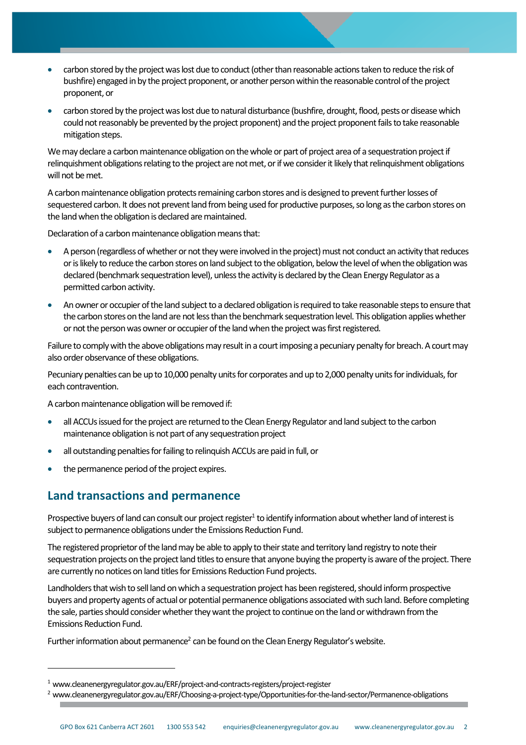- carbon stored by the project was lost due to conduct (other than reasonable actions taken to reduce the risk of bushfire) engaged in by the project proponent, or another person within the reasonable control of the project proponent, or
- carbon stored by the project was lost due to natural disturbance (bushfire, drought, flood, pests or disease which could not reasonably be prevented by the project proponent) and the project proponent fails to take reasonable mitigation steps.

We may declare a carbon maintenance obligation on the whole or part of project area of a sequestration project if relinquishment obligations relating to the project are not met, or if we consider it likely that relinquishment obligations will not be met.

A carbon maintenance obligation protects remaining carbon stores and is designed to prevent further losses of sequestered carbon. It does not prevent land from being used for productive purposes, so long as the carbon stores on the land when the obligation is declared are maintained.

Declaration of a carbon maintenance obligation means that:

- A person (regardless of whether or not they were involved in the project) must not conduct an activity that reduces or is likely to reduce the carbon stores on land subject to the obligation, below the level of when the obligation was declared (benchmark sequestration level), unless the activity is declared by the Clean Energy Regulator as a permitted carbon activity.
- An owner or occupier of the land subject to a declared obligation is required to take reasonable steps to ensure that the carbon stores on the land are not less than the benchmark sequestration level. This obligation applies whether or not the person was owner or occupier of the land when the project was first registered.

Failure to comply with the above obligations may result in a court imposing a pecuniary penalty for breach. A court may also order observance of these obligations.

Pecuniary penalties can be up to 10,000 penalty units for corporates and up to 2,000 penalty units for individuals, for each contravention.

A carbon maintenance obligation will be removed if:

- all ACCUs issued for the project are returned to the Clean Energy Regulator and land subject to the carbon maintenance obligation is not part of any sequestration project
- all outstanding penalties for failing to relinquish ACCUs are paid in full, or
- the permanence period of the project expires.

## Land transactions and permanence

Prospective buyers of land can consult our project register[1] to identify information about whether land of interest is subject to permanence obligations under the Emissions Reduction Fund.

The registered proprietor of the land may be able to apply to their state and territory land registry to note their sequestration projects on the project land titles to ensure that anyone buying the property is aware of the project. There are currently no notices on land titles for Emissions Reduction Fund projects.

Landholders that wish to sell land on which a sequestration project has been registered, should inform prospective buyers and property agents of actual or potential permanence obligations associated with such land. Before completing the sale, parties should consider whether they want the project to continue on the land or withdrawn from the Emissions Reduction Fund.

Further information about permanence[2] can be found on the Clean Energy Regulator's website.

---

[1] www.cleanenergyregulator.gov.au/ERF/project-and-contracts-registers/project-register

[2] www.cleanenergyregulator.gov.au/ERF/Choosing-a-project-type/Opportunities-for-the-land-sector/Permanence-obligations